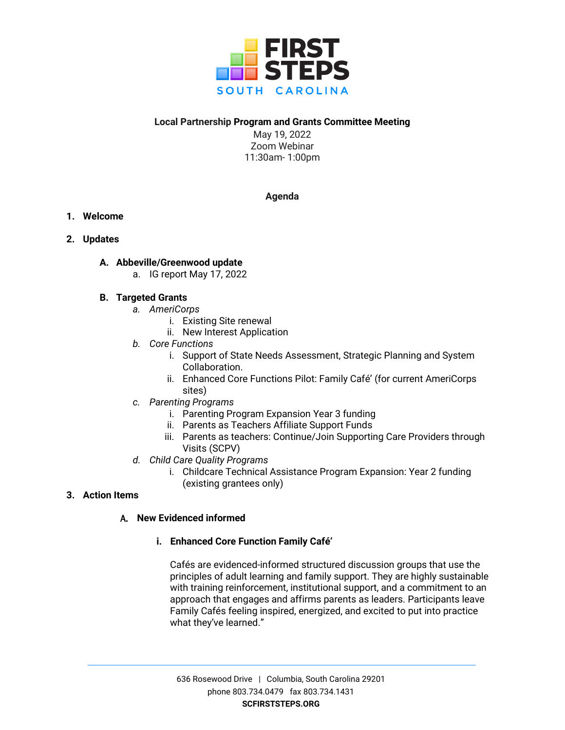**FIRST STEPS**
SOUTH CAROLINA

**Local Partnership Program and Grants Committee Meeting**
May 19, 2022
Zoom Webinar
11:30am- 1:00pm

**Agenda**

1. **Welcome**

2. **Updates**

   A. **Abbeville/Greenwood update**
      a. IG report May 17, 2022

   B. **Targeted Grants**
      a. *AmeriCorps*
         i. Existing Site renewal
         ii. New Interest Application
      b. *Core Functions*
         i. Support of State Needs Assessment, Strategic Planning and System Collaboration.
         ii. Enhanced Core Functions Pilot: Family Café' (for current AmeriCorps sites)
      c. *Parenting Programs*
         i. Parenting Program Expansion Year 3 funding
         ii. Parents as Teachers Affiliate Support Funds
         iii. Parents as teachers: Continue/Join Supporting Care Providers through Visits (SCPV)
      d. *Child Care Quality Programs*
         i. Childcare Technical Assistance Program Expansion: Year 2 funding (existing grantees only)

3. **Action Items**

   A. **New Evidenced informed**

      i. **Enhanced Core Function Family Café'**

      Cafés are evidenced-informed structured discussion groups that use the principles of adult learning and family support. They are highly sustainable with training reinforcement, institutional support, and a commitment to an approach that engages and affirms parents as leaders. Participants leave Family Cafés feeling inspired, energized, and excited to put into practice what they've learned."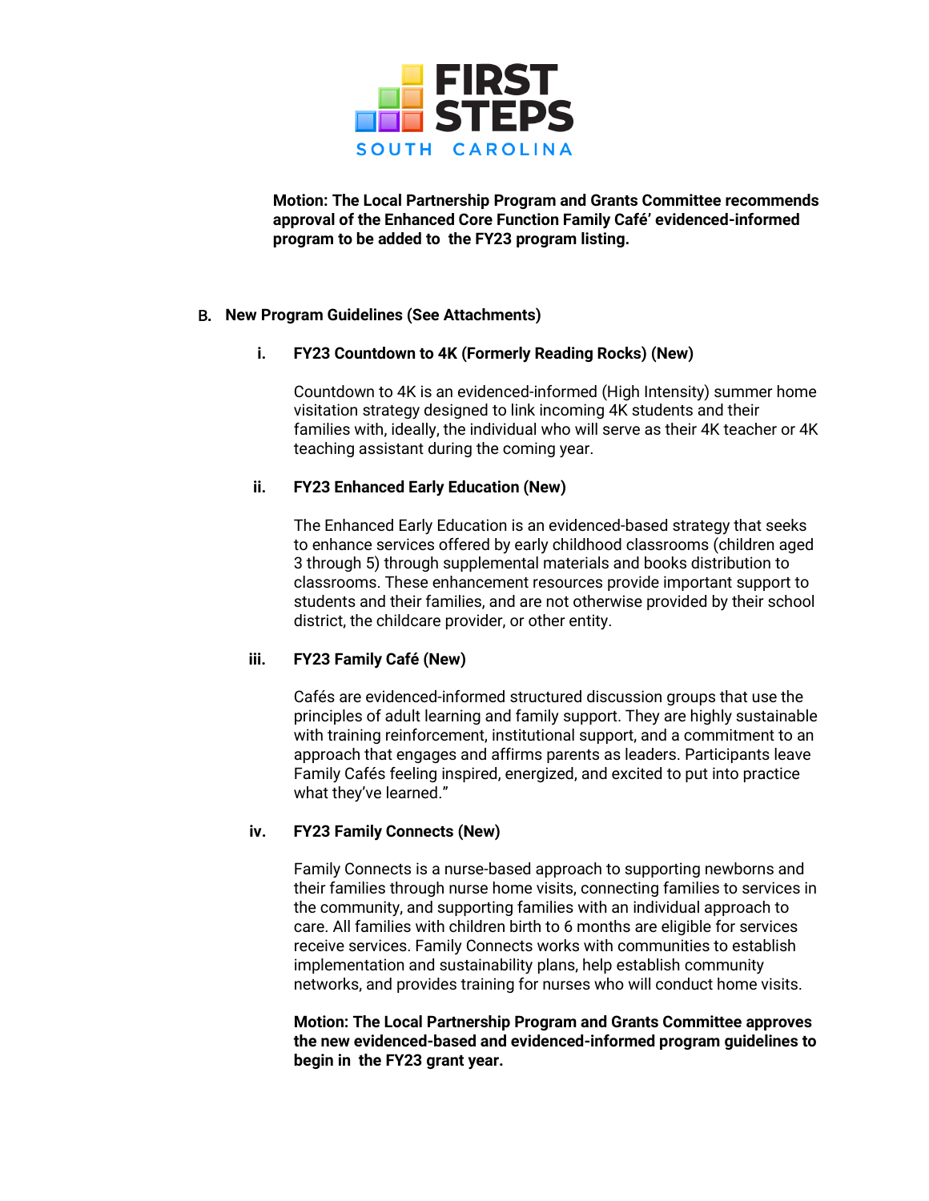**Motion: The Local Partnership Program and Grants Committee recommends approval of the Enhanced Core Function Family Café' evidenced-informed program to be added to the FY23 program listing.**

## B. New Program Guidelines (See Attachments)

### i. FY23 Countdown to 4K (Formerly Reading Rocks) (New)

Countdown to 4K is an evidenced-informed (High Intensity) summer home visitation strategy designed to link incoming 4K students and their families with, ideally, the individual who will serve as their 4K teacher or 4K teaching assistant during the coming year.

### ii. FY23 Enhanced Early Education (New)

The Enhanced Early Education is an evidenced-based strategy that seeks to enhance services offered by early childhood classrooms (children aged 3 through 5) through supplemental materials and books distribution to classrooms. These enhancement resources provide important support to students and their families, and are not otherwise provided by their school district, the childcare provider, or other entity.

### iii. FY23 Family Café (New)

Cafés are evidenced-informed structured discussion groups that use the principles of adult learning and family support. They are highly sustainable with training reinforcement, institutional support, and a commitment to an approach that engages and affirms parents as leaders. Participants leave Family Cafés feeling inspired, energized, and excited to put into practice what they've learned."

### iv. FY23 Family Connects (New)

Family Connects is a nurse-based approach to supporting newborns and their families through nurse home visits, connecting families to services in the community, and supporting families with an individual approach to care. All families with children birth to 6 months are eligible for services receive services. Family Connects works with communities to establish implementation and sustainability plans, help establish community networks, and provides training for nurses who will conduct home visits.

**Motion: The Local Partnership Program and Grants Committee approves the new evidenced-based and evidenced-informed program guidelines to begin in the FY23 grant year.**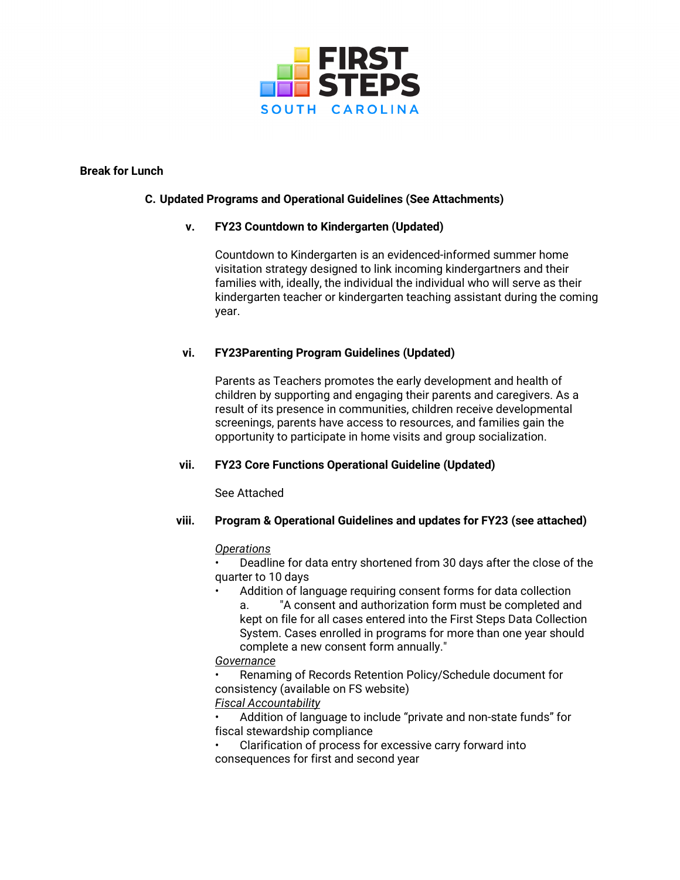**Break for Lunch**

**C. Updated Programs and Operational Guidelines (See Attachments)**

**v. FY23 Countdown to Kindergarten (Updated)**

Countdown to Kindergarten is an evidenced-informed summer home visitation strategy designed to link incoming kindergartners and their families with, ideally, the individual the individual who will serve as their kindergarten teacher or kindergarten teaching assistant during the coming year.

**vi. FY23Parenting Program Guidelines (Updated)**

Parents as Teachers promotes the early development and health of children by supporting and engaging their parents and caregivers. As a result of its presence in communities, children receive developmental screenings, parents have access to resources, and families gain the opportunity to participate in home visits and group socialization.

**vii. FY23 Core Functions Operational Guideline (Updated)**

See Attached

**viii. Program & Operational Guidelines and updates for FY23 (see attached)**

*Operations*

- Deadline for data entry shortened from 30 days after the close of the quarter to 10 days
- Addition of language requiring consent forms for data collection
  a. "A consent and authorization form must be completed and kept on file for all cases entered into the First Steps Data Collection System. Cases enrolled in programs for more than one year should complete a new consent form annually."

*Governance*

- Renaming of Records Retention Policy/Schedule document for consistency (available on FS website)

*Fiscal Accountability*

- Addition of language to include "private and non-state funds" for fiscal stewardship compliance
- Clarification of process for excessive carry forward into consequences for first and second year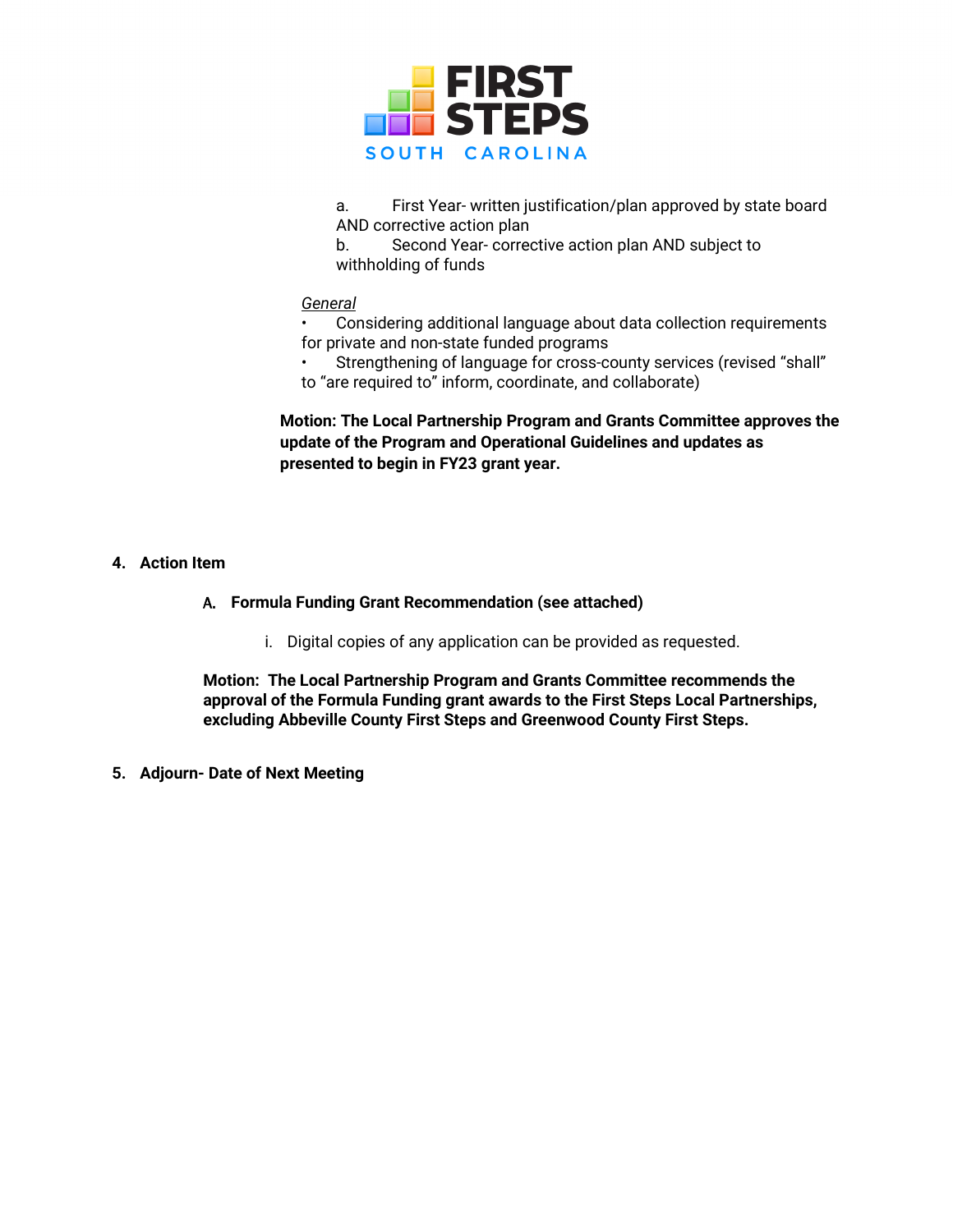a. First Year- written justification/plan approved by state board AND corrective action plan

b. Second Year- corrective action plan AND subject to withholding of funds

*General*

- Considering additional language about data collection requirements for private and non-state funded programs
- Strengthening of language for cross-county services (revised "shall" to "are required to" inform, coordinate, and collaborate)

**Motion: The Local Partnership Program and Grants Committee approves the update of the Program and Operational Guidelines and updates as presented to begin in FY23 grant year.**

**4. Action Item**

**A. Formula Funding Grant Recommendation (see attached)**

i. Digital copies of any application can be provided as requested.

**Motion: The Local Partnership Program and Grants Committee recommends the approval of the Formula Funding grant awards to the First Steps Local Partnerships, excluding Abbeville County First Steps and Greenwood County First Steps.**

**5. Adjourn- Date of Next Meeting**